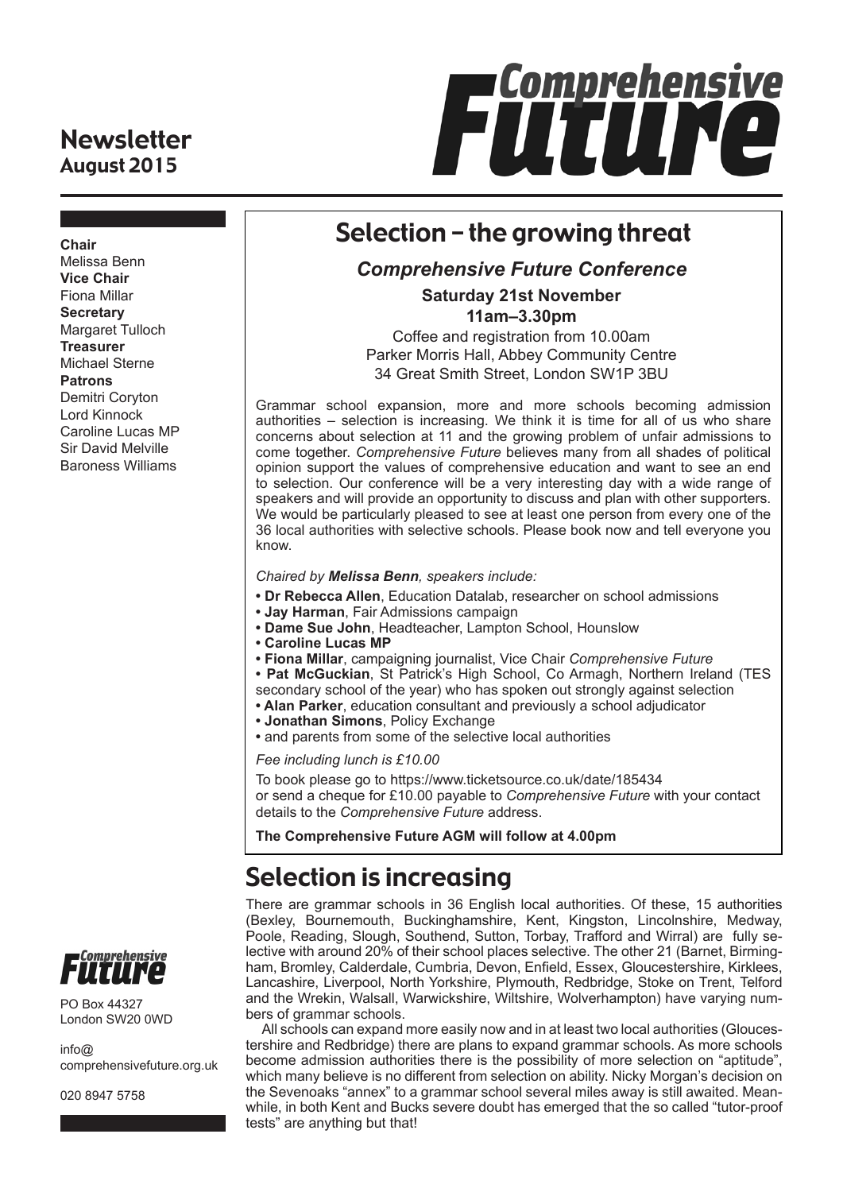# Comprehensive Future

**Newsletter**
**August 2015**

**Chair**
Melissa Benn
**Vice Chair**
Fiona Millar
**Secretary**
Margaret Tulloch
**Treasurer**
Michael Sterne
**Patrons**
Demitri Coryton
Lord Kinnock
Caroline Lucas MP
Sir David Melville
Baroness Williams

## Selection – the growing threat

### *Comprehensive Future Conference*

**Saturday 21st November**
**11am–3.30pm**

Coffee and registration from 10.00am
Parker Morris Hall, Abbey Community Centre
34 Great Smith Street, London SW1P 3BU

Grammar school expansion, more and more schools becoming admission authorities – selection is increasing. We think it is time for all of us who share concerns about selection at 11 and the growing problem of unfair admissions to come together. *Comprehensive Future* believes many from all shades of political opinion support the values of comprehensive education and want to see an end to selection. Our conference will be a very interesting day with a wide range of speakers and will provide an opportunity to discuss and plan with other supporters. We would be particularly pleased to see at least one person from every one of the 36 local authorities with selective schools. Please book now and tell everyone you know.

*Chaired by **Melissa Benn**, speakers include:*

- **Dr Rebecca Allen**, Education Datalab, researcher on school admissions
- **Jay Harman**, Fair Admissions campaign
- **Dame Sue John**, Headteacher, Lampton School, Hounslow
- **Caroline Lucas MP**
- **Fiona Millar**, campaigning journalist, Vice Chair *Comprehensive Future*
- **Pat McGuckian**, St Patrick's High School, Co Armagh, Northern Ireland (TES secondary school of the year) who has spoken out strongly against selection
- **Alan Parker**, education consultant and previously a school adjudicator
- **Jonathan Simons**, Policy Exchange
- and parents from some of the selective local authorities

*Fee including lunch is £10.00*

To book please go to https://www.ticketsource.co.uk/date/185434
or send a cheque for £10.00 payable to *Comprehensive Future* with your contact details to the *Comprehensive Future* address.

**The Comprehensive Future AGM will follow at 4.00pm**

## Selection is increasing

There are grammar schools in 36 English local authorities. Of these, 15 authorities (Bexley, Bournemouth, Buckinghamshire, Kent, Kingston, Lincolnshire, Medway, Poole, Reading, Slough, Southend, Sutton, Torbay, Trafford and Wirral) are fully selective with around 20% of their school places selective. The other 21 (Barnet, Birmingham, Bromley, Calderdale, Cumbria, Devon, Enfield, Essex, Gloucestershire, Kirklees, Lancashire, Liverpool, North Yorkshire, Plymouth, Redbridge, Stoke on Trent, Telford and the Wrekin, Walsall, Warwickshire, Wiltshire, Wolverhampton) have varying numbers of grammar schools.

All schools can expand more easily now and in at least two local authorities (Gloucestershire and Redbridge) there are plans to expand grammar schools. As more schools become admission authorities there is the possibility of more selection on "aptitude", which many believe is no different from selection on ability. Nicky Morgan's decision on the Sevenoaks "annex" to a grammar school several miles away is still awaited. Meanwhile, in both Kent and Bucks severe doubt has emerged that the so called "tutor-proof tests" are anything but that!

*Comprehensive Future*

PO Box 44327
London SW20 0WD

info@
comprehensivefuture.org.uk

020 8947 5758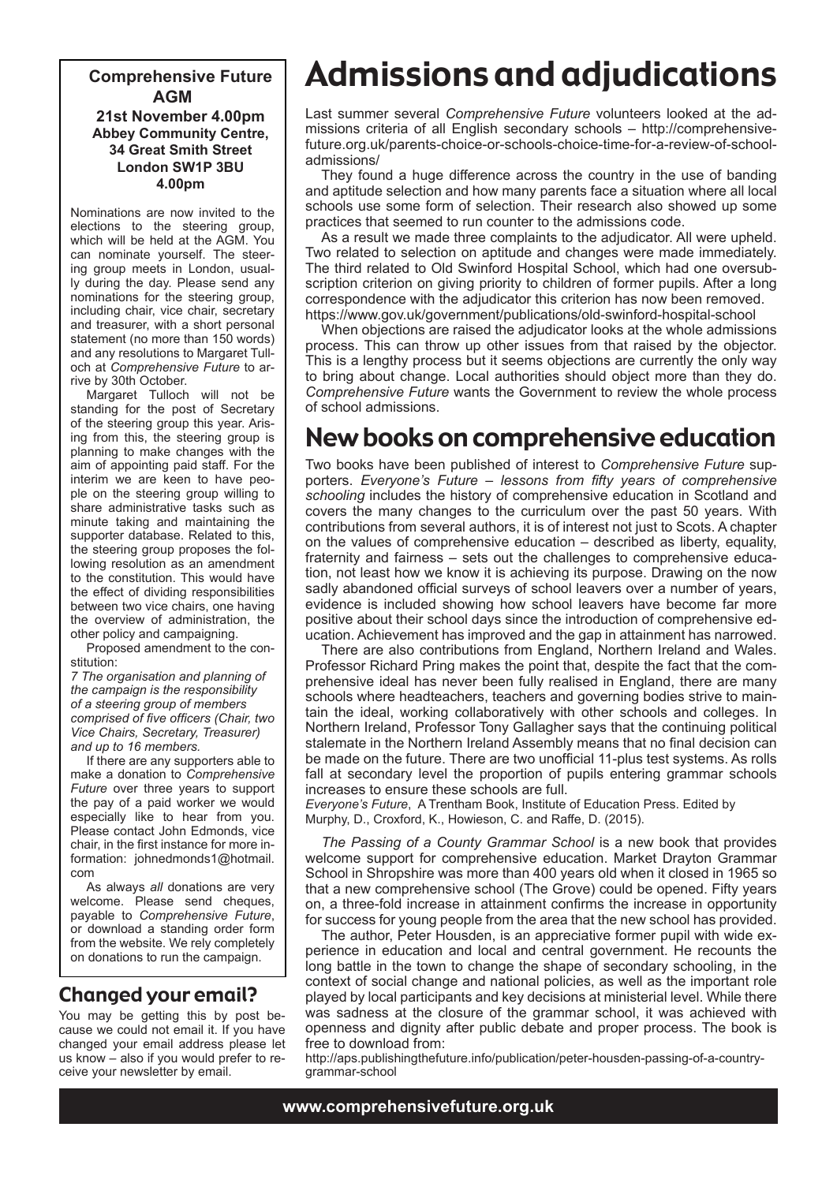**Comprehensive Future AGM**

**21st November 4.00pm**
**Abbey Community Centre,**
**34 Great Smith Street**
**London SW1P 3BU**
**4.00pm**

Nominations are now invited to the elections to the steering group, which will be held at the AGM. You can nominate yourself. The steering group meets in London, usually during the day. Please send any nominations for the steering group, including chair, vice chair, secretary and treasurer, with a short personal statement (no more than 150 words) and any resolutions to Margaret Tulloch at *Comprehensive Future* to arrive by 30th October.

Margaret Tulloch will not be standing for the post of Secretary of the steering group this year. Arising from this, the steering group is planning to make changes with the aim of appointing paid staff. For the interim we are keen to have people on the steering group willing to share administrative tasks such as minute taking and maintaining the supporter database. Related to this, the steering group proposes the following resolution as an amendment to the constitution. This would have the effect of dividing responsibilities between two vice chairs, one having the overview of administration, the other policy and campaigning.

Proposed amendment to the constitution:

*7 The organisation and planning of the campaign is the responsibility of a steering group of members comprised of five officers (Chair, two Vice Chairs, Secretary, Treasurer) and up to 16 members.*

If there are any supporters able to make a donation to *Comprehensive Future* over three years to support the pay of a paid worker we would especially like to hear from you. Please contact John Edmonds, vice chair, in the first instance for more information: johnedmonds1@hotmail.com

As always *all* donations are very welcome. Please send cheques, payable to *Comprehensive Future*, or download a standing order form from the website. We rely completely on donations to run the campaign.

## Changed your email?

You may be getting this by post because we could not email it. If you have changed your email address please let us know – also if you would prefer to receive your newsletter by email.

# Admissions and adjudications

Last summer several *Comprehensive Future* volunteers looked at the admissions criteria of all English secondary schools – http://comprehensivefuture.org.uk/parents-choice-or-schools-choice-time-for-a-review-of-school-admissions/

They found a huge difference across the country in the use of banding and aptitude selection and how many parents face a situation where all local schools use some form of selection. Their research also showed up some practices that seemed to run counter to the admissions code.

As a result we made three complaints to the adjudicator. All were upheld. Two related to selection on aptitude and changes were made immediately. The third related to Old Swinford Hospital School, which had one oversubscription criterion on giving priority to children of former pupils. After a long correspondence with the adjudicator this criterion has now been removed. https://www.gov.uk/government/publications/old-swinford-hospital-school

When objections are raised the adjudicator looks at the whole admissions process. This can throw up other issues from that raised by the objector. This is a lengthy process but it seems objections are currently the only way to bring about change. Local authorities should object more than they do. *Comprehensive Future* wants the Government to review the whole process of school admissions.

# New books on comprehensive education

Two books have been published of interest to *Comprehensive Future* supporters. *Everyone's Future – lessons from fifty years of comprehensive schooling* includes the history of comprehensive education in Scotland and covers the many changes to the curriculum over the past 50 years. With contributions from several authors, it is of interest not just to Scots. A chapter on the values of comprehensive education – described as liberty, equality, fraternity and fairness – sets out the challenges to comprehensive education, not least how we know it is achieving its purpose. Drawing on the now sadly abandoned official surveys of school leavers over a number of years, evidence is included showing how school leavers have become far more positive about their school days since the introduction of comprehensive education. Achievement has improved and the gap in attainment has narrowed.

There are also contributions from England, Northern Ireland and Wales. Professor Richard Pring makes the point that, despite the fact that the comprehensive ideal has never been fully realised in England, there are many schools where headteachers, teachers and governing bodies strive to maintain the ideal, working collaboratively with other schools and colleges. In Northern Ireland, Professor Tony Gallagher says that the continuing political stalemate in the Northern Ireland Assembly means that no final decision can be made on the future. There are two unofficial 11-plus test systems. As rolls fall at secondary level the proportion of pupils entering grammar schools increases to ensure these schools are full.

*Everyone's Future*, A Trentham Book, Institute of Education Press. Edited by Murphy, D., Croxford, K., Howieson, C. and Raffe, D. (2015).

*The Passing of a County Grammar School* is a new book that provides welcome support for comprehensive education. Market Drayton Grammar School in Shropshire was more than 400 years old when it closed in 1965 so that a new comprehensive school (The Grove) could be opened. Fifty years on, a three-fold increase in attainment confirms the increase in opportunity for success for young people from the area that the new school has provided.

The author, Peter Housden, is an appreciative former pupil with wide experience in education and local and central government. He recounts the long battle in the town to change the shape of secondary schooling, in the context of social change and national policies, as well as the important role played by local participants and key decisions at ministerial level. While there was sadness at the closure of the grammar school, it was achieved with openness and dignity after public debate and proper process. The book is free to download from:

http://aps.publishingthefuture.info/publication/peter-housden-passing-of-a-country-grammar-school

**www.comprehensivefuture.org.uk**